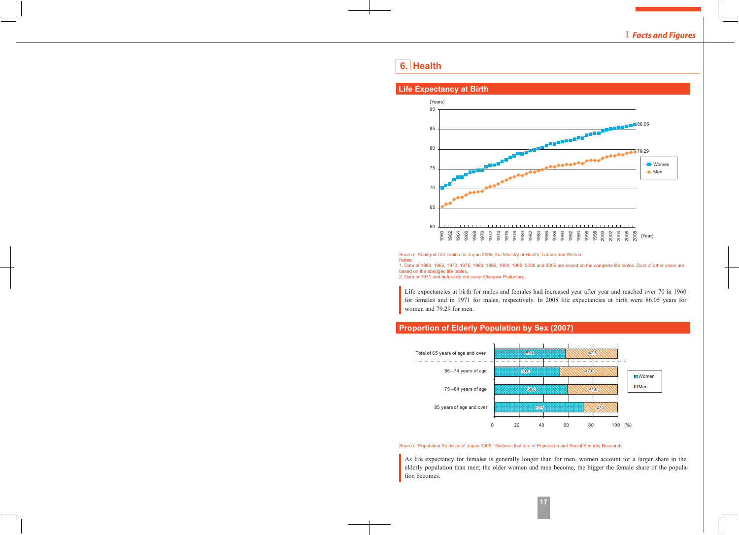## 6. Health

### Life Expectancy at Birth

(Years)

| | Women | Men |
|---|---|---|
| 2008 | 86.05 | 79.29 |

Source: Abridged Life Tables for Japan 2008, the Ministry of Health, Labour and Welfare

Notes:

1. Data of 1960, 1965, 1970, 1975, 1980, 1985, 1990, 1995, 2000 and 2005 are based on the complete life tables. Data of other years are based on the abridged life tables.
2. Data of 1971 and before do not cover Okinawa Prefecture.

Life expectancies at birth for males and females had increased year after year and reached over 70 in 1960 for females and in 1971 for males, respectively. In 2008 life expectancies at birth were 86.05 years for women and 79.29 for men.

### Proportion of Elderly Population by Sex (2007)

(%)

| | Women | Men |
|---|---|---|
| Total of 65 years of age and over | 57.4 | 42.6 |
| 65 –74 years of age | 53.0 | 47.0 |
| 75 –84 years of age | 59.0 | 41.0 |
| 85 years of age and over | 72.7 | 27.3 |

Source: "Population Statistics of Japan 2009," National Institute of Population and Social Security Research

As life expectancy for females is generally longer than for men, women account for a larger share in the elderly population than men; the older women and men become, the bigger the female share of the population becomes.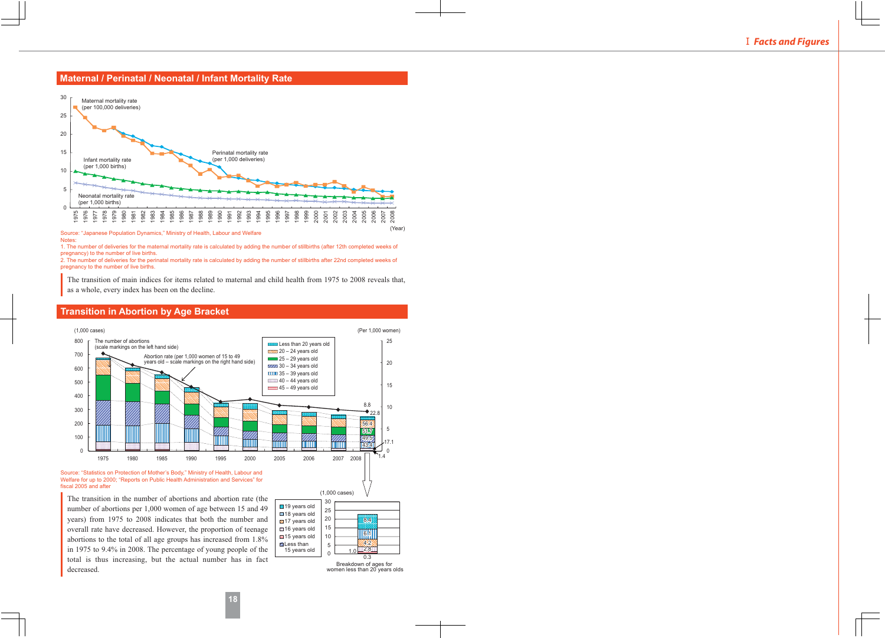## Maternal / Perinatal / Neonatal / Infant Mortality Rate

Maternal mortality rate (per 100,000 deliveries)

Perinatal mortality rate (per 1,000 deliveries)

Infant mortality rate (per 1,000 births)

Neonatal mortality rate (per 1,000 births)

(Year)

Source: "Japanese Population Dynamics," Ministry of Health, Labour and Welfare

Notes:

1. The number of deliveries for the maternal mortality rate is calculated by adding the number of stillbirths (after 12th completed weeks of pregnancy) to the number of live births.
2. The number of deliveries for the perinatal mortality rate is calculated by adding the number of stillbirths after 22nd completed weeks of pregnancy to the number of live births.

The transition of main indices for items related to maternal and child health from 1975 to 2008 reveals that, as a whole, every index has been on the decline.

## Transition in Abortion by Age Bracket

(1,000 cases) (Per 1,000 women)

The number of abortions (scale markings on the left hand side)

Abortion rate (per 1,000 women of 15 to 49 years old – scale markings on the right hand side)

Less than 20 years old; 20 – 24 years old; 25 – 29 years old; 30 – 34 years old; 35 – 39 years old; 40 – 44 years old; 45 – 49 years old

2008: 8.8; 22.8; 56.4; 51.7; 49.5; 33.1; 17.1; 1.4

(1,000 cases)

19 years old; 18 years old; 17 years old; 16 years old; 15 years old; Less than 15 years old

8.4; 6.1; 4.2; 2.8; 1.0; 0.3

Breakdown of ages for women less than 20 years olds

Source: "Statistics on Protection of Mother's Body," Ministry of Health, Labour and Welfare for up to 2000; "Reports on Public Health Administration and Services" for fiscal 2005 and after

The transition in the number of abortions and abortion rate (the number of abortions per 1,000 women of age between 15 and 49 years) from 1975 to 2008 indicates that both the number and overall rate have decreased. However, the proportion of teenage abortions to the total of all age groups has increased from 1.8% in 1975 to 9.4% in 2008. The percentage of young people of the total is thus increasing, but the actual number has in fact decreased.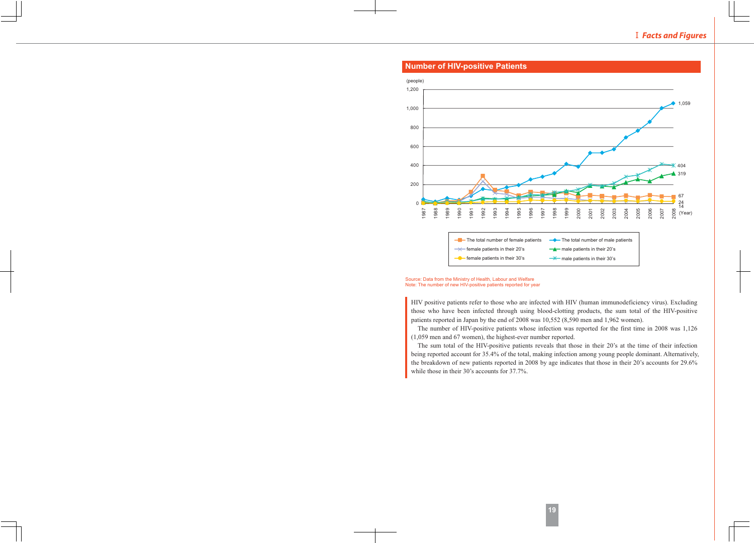## Number of HIV-positive Patients

(people)
1,200
1,000
800
600
400
200
0

1987 1988 1989 1990 1991 1992 1993 1994 1995 1996 1997 1998 1999 2000 2001 2002 2003 2004 2005 2006 2007 2008 (Year)

1,059
404
319
67
24
14

The total number of female patients
female patients in their 20's
female patients in their 30's
The total number of male patients
male patients in their 20's
male patients in their 30's

Source: Data from the Ministry of Health, Labour and Welfare
Note: The number of new HIV-positive patients reported for year

HIV positive patients refer to those who are infected with HIV (human immunodeficiency virus). Excluding those who have been infected through using blood-clotting products, the sum total of the HIV-positive patients reported in Japan by the end of 2008 was 10,552 (8,590 men and 1,962 women).

The number of HIV-positive patients whose infection was reported for the first time in 2008 was 1,126 (1,059 men and 67 women), the highest-ever number reported.

The sum total of the HIV-positive patients reveals that those in their 20's at the time of their infection being reported account for 35.4% of the total, making infection among young people dominant. Alternatively, the breakdown of new patients reported in 2008 by age indicates that those in their 20's accounts for 29.6% while those in their 30's accounts for 37.7%.